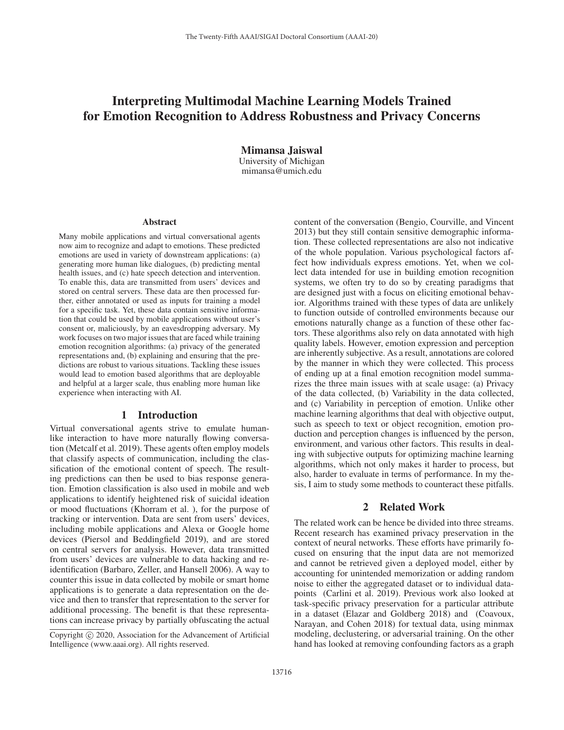# Interpreting Multimodal Machine Learning Models Trained for Emotion Recognition to Address Robustness and Privacy Concerns

**Mimansa Jaiswal**
University of Michigan
mimansa@umich.edu

## Abstract

Many mobile applications and virtual conversational agents now aim to recognize and adapt to emotions. These predicted emotions are used in variety of downstream applications: (a) generating more human like dialogues, (b) predicting mental health issues, and (c) hate speech detection and intervention. To enable this, data are transmitted from users' devices and stored on central servers. These data are then processed further, either annotated or used as inputs for training a model for a specific task. Yet, these data contain sensitive information that could be used by mobile applications without user's consent or, maliciously, by an eavesdropping adversary. My work focuses on two major issues that are faced while training emotion recognition algorithms: (a) privacy of the generated representations and, (b) explaining and ensuring that the predictions are robust to various situations. Tackling these issues would lead to emotion based algorithms that are deployable and helpful at a larger scale, thus enabling more human like experience when interacting with AI.

## 1 Introduction

Virtual conversational agents strive to emulate human-like interaction to have more naturally flowing conversation (Metcalf et al. 2019). These agents often employ models that classify aspects of communication, including the classification of the emotional content of speech. The resulting predictions can then be used to bias response generation. Emotion classification is also used in mobile and web applications to identify heightened risk of suicidal ideation or mood fluctuations (Khorram et al. ), for the purpose of tracking or intervention. Data are sent from users' devices, including mobile applications and Alexa or Google home devices (Piersol and Beddingfield 2019), and are stored on central servers for analysis. However, data transmitted from users' devices are vulnerable to data hacking and re-identification (Barbaro, Zeller, and Hansell 2006). A way to counter this issue in data collected by mobile or smart home applications is to generate a data representation on the device and then to transfer that representation to the server for additional processing. The benefit is that these representations can increase privacy by partially obfuscating the actual content of the conversation (Bengio, Courville, and Vincent 2013) but they still contain sensitive demographic information. These collected representations are also not indicative of the whole population. Various psychological factors affect how individuals express emotions. Yet, when we collect data intended for use in building emotion recognition systems, we often try to do so by creating paradigms that are designed just with a focus on eliciting emotional behavior. Algorithms trained with these types of data are unlikely to function outside of controlled environments because our emotions naturally change as a function of these other factors. These algorithms also rely on data annotated with high quality labels. However, emotion expression and perception are inherently subjective. As a result, annotations are colored by the manner in which they were collected. This process of ending up at a final emotion recognition model summarizes the three main issues with at scale usage: (a) Privacy of the data collected, (b) Variability in the data collected, and (c) Variability in perception of emotion. Unlike other machine learning algorithms that deal with objective output, such as speech to text or object recognition, emotion production and perception changes is influenced by the person, environment, and various other factors. This results in dealing with subjective outputs for optimizing machine learning algorithms, which not only makes it harder to process, but also, harder to evaluate in terms of performance. In my thesis, I aim to study some methods to counteract these pitfalls.

## 2 Related Work

The related work can be hence be divided into three streams. Recent research has examined privacy preservation in the context of neural networks. These efforts have primarily focused on ensuring that the input data are not memorized and cannot be retrieved given a deployed model, either by accounting for unintended memorization or adding random noise to either the aggregated dataset or to individual datapoints (Carlini et al. 2019). Previous work also looked at task-specific privacy preservation for a particular attribute in a dataset (Elazar and Goldberg 2018) and (Coavoux, Narayan, and Cohen 2018) for textual data, using minmax modeling, declustering, or adversarial training. On the other hand has looked at removing confounding factors as a graph

Copyright © 2020, Association for the Advancement of Artificial Intelligence (www.aaai.org). All rights reserved.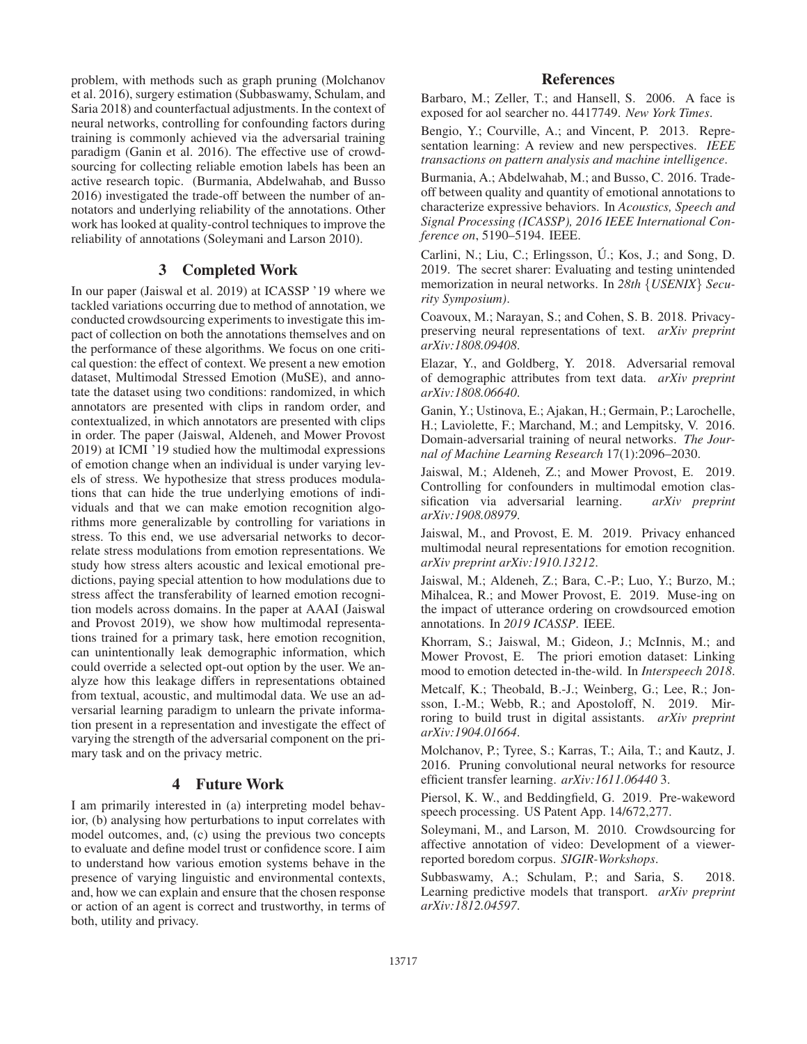problem, with methods such as graph pruning (Molchanov et al. 2016), surgery estimation (Subbaswamy, Schulam, and Saria 2018) and counterfactual adjustments. In the context of neural networks, controlling for confounding factors during training is commonly achieved via the adversarial training paradigm (Ganin et al. 2016). The effective use of crowdsourcing for collecting reliable emotion labels has been an active research topic. (Burmania, Abdelwahab, and Busso 2016) investigated the trade-off between the number of annotators and underlying reliability of the annotations. Other work has looked at quality-control techniques to improve the reliability of annotations (Soleymani and Larson 2010).

## 3 Completed Work

In our paper (Jaiswal et al. 2019) at ICASSP '19 where we tackled variations occurring due to method of annotation, we conducted crowdsourcing experiments to investigate this impact of collection on both the annotations themselves and on the performance of these algorithms. We focus on one critical question: the effect of context. We present a new emotion dataset, Multimodal Stressed Emotion (MuSE), and annotate the dataset using two conditions: randomized, in which annotators are presented with clips in random order, and contextualized, in which annotators are presented with clips in order. The paper (Jaiswal, Aldeneh, and Mower Provost 2019) at ICMI '19 studied how the multimodal expressions of emotion change when an individual is under varying levels of stress. We hypothesize that stress produces modulations that can hide the true underlying emotions of individuals and that we can make emotion recognition algorithms more generalizable by controlling for variations in stress. To this end, we use adversarial networks to decorrelate stress modulations from emotion representations. We study how stress alters acoustic and lexical emotional predictions, paying special attention to how modulations due to stress affect the transferability of learned emotion recognition models across domains. In the paper at AAAI (Jaiswal and Provost 2019), we show how multimodal representations trained for a primary task, here emotion recognition, can unintentionally leak demographic information, which could override a selected opt-out option by the user. We analyze how this leakage differs in representations obtained from textual, acoustic, and multimodal data. We use an adversarial learning paradigm to unlearn the private information present in a representation and investigate the effect of varying the strength of the adversarial component on the primary task and on the privacy metric.

## 4 Future Work

I am primarily interested in (a) interpreting model behavior, (b) analysing how perturbations to input correlates with model outcomes, and, (c) using the previous two concepts to evaluate and define model trust or confidence score. I aim to understand how various emotion systems behave in the presence of varying linguistic and environmental contexts, and, how we can explain and ensure that the chosen response or action of an agent is correct and trustworthy, in terms of both, utility and privacy.

## References

Barbaro, M.; Zeller, T.; and Hansell, S. 2006. A face is exposed for aol searcher no. 4417749. *New York Times*.

Bengio, Y.; Courville, A.; and Vincent, P. 2013. Representation learning: A review and new perspectives. *IEEE transactions on pattern analysis and machine intelligence*.

Burmania, A.; Abdelwahab, M.; and Busso, C. 2016. Tradeoff between quality and quantity of emotional annotations to characterize expressive behaviors. In *Acoustics, Speech and Signal Processing (ICASSP), 2016 IEEE International Conference on*, 5190–5194. IEEE.

Carlini, N.; Liu, C.; Erlingsson, Ú.; Kos, J.; and Song, D. 2019. The secret sharer: Evaluating and testing unintended memorization in neural networks. In *28th {USENIX} Security Symposium)*.

Coavoux, M.; Narayan, S.; and Cohen, S. B. 2018. Privacy-preserving neural representations of text. *arXiv preprint arXiv:1808.09408*.

Elazar, Y., and Goldberg, Y. 2018. Adversarial removal of demographic attributes from text data. *arXiv preprint arXiv:1808.06640*.

Ganin, Y.; Ustinova, E.; Ajakan, H.; Germain, P.; Larochelle, H.; Laviolette, F.; Marchand, M.; and Lempitsky, V. 2016. Domain-adversarial training of neural networks. *The Journal of Machine Learning Research* 17(1):2096–2030.

Jaiswal, M.; Aldeneh, Z.; and Mower Provost, E. 2019. Controlling for confounders in multimodal emotion classification via adversarial learning. *arXiv preprint arXiv:1908.08979*.

Jaiswal, M., and Provost, E. M. 2019. Privacy enhanced multimodal neural representations for emotion recognition. *arXiv preprint arXiv:1910.13212*.

Jaiswal, M.; Aldeneh, Z.; Bara, C.-P.; Luo, Y.; Burzo, M.; Mihalcea, R.; and Mower Provost, E. 2019. Muse-ing on the impact of utterance ordering on crowdsourced emotion annotations. In *2019 ICASSP*. IEEE.

Khorram, S.; Jaiswal, M.; Gideon, J.; McInnis, M.; and Mower Provost, E. The priori emotion dataset: Linking mood to emotion detected in-the-wild. In *Interspeech 2018*.

Metcalf, K.; Theobald, B.-J.; Weinberg, G.; Lee, R.; Jonsson, I.-M.; Webb, R.; and Apostoloff, N. 2019. Mirroring to build trust in digital assistants. *arXiv preprint arXiv:1904.01664*.

Molchanov, P.; Tyree, S.; Karras, T.; Aila, T.; and Kautz, J. 2016. Pruning convolutional neural networks for resource efficient transfer learning. *arXiv:1611.06440* 3.

Piersol, K. W., and Beddingfield, G. 2019. Pre-wakeword speech processing. US Patent App. 14/672,277.

Soleymani, M., and Larson, M. 2010. Crowdsourcing for affective annotation of video: Development of a viewer-reported boredom corpus. *SIGIR-Workshops*.

Subbaswamy, A.; Schulam, P.; and Saria, S. 2018. Learning predictive models that transport. *arXiv preprint arXiv:1812.04597*.